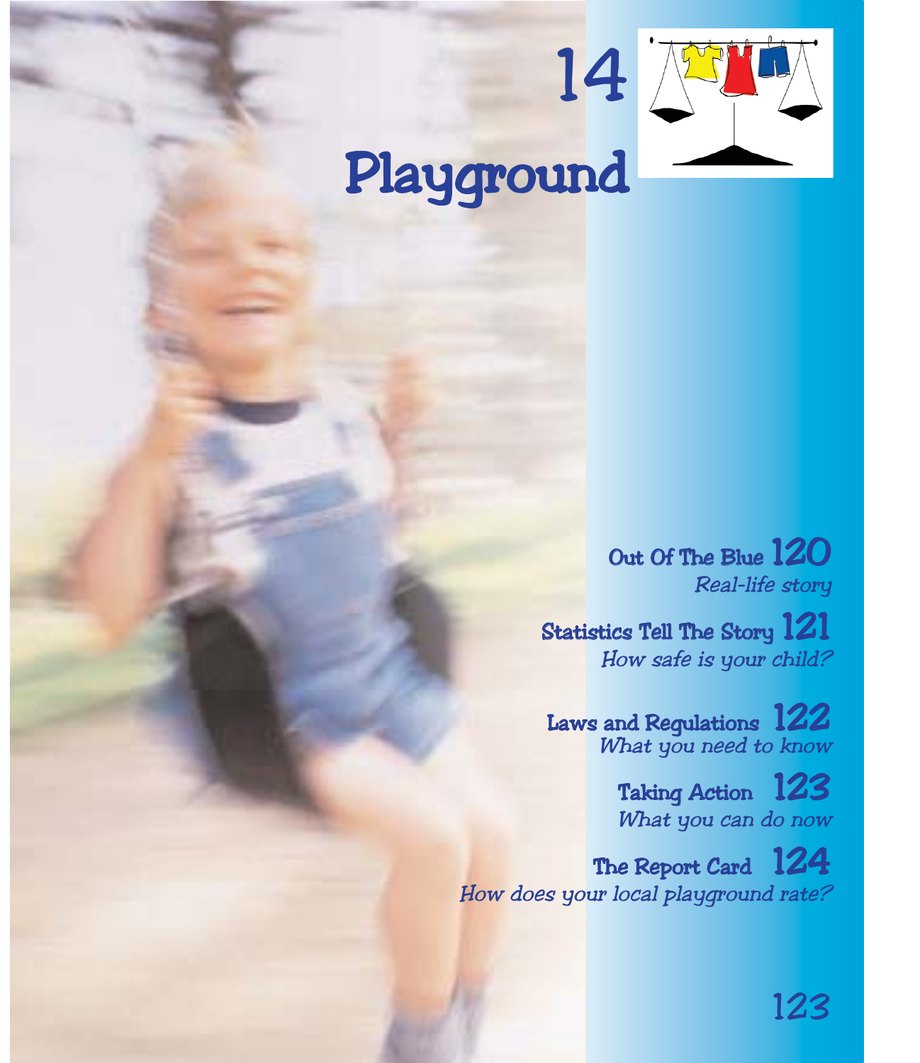# 14 Playground

**Out Of The Blue** 120
*Real-life story*

**Statistics Tell The Story** 121
*How safe is your child?*

**Laws and Regulations** 122
*What you need to know*

**Taking Action** 123
*What you can do now*

**The Report Card** 124
*How does your local playground rate?*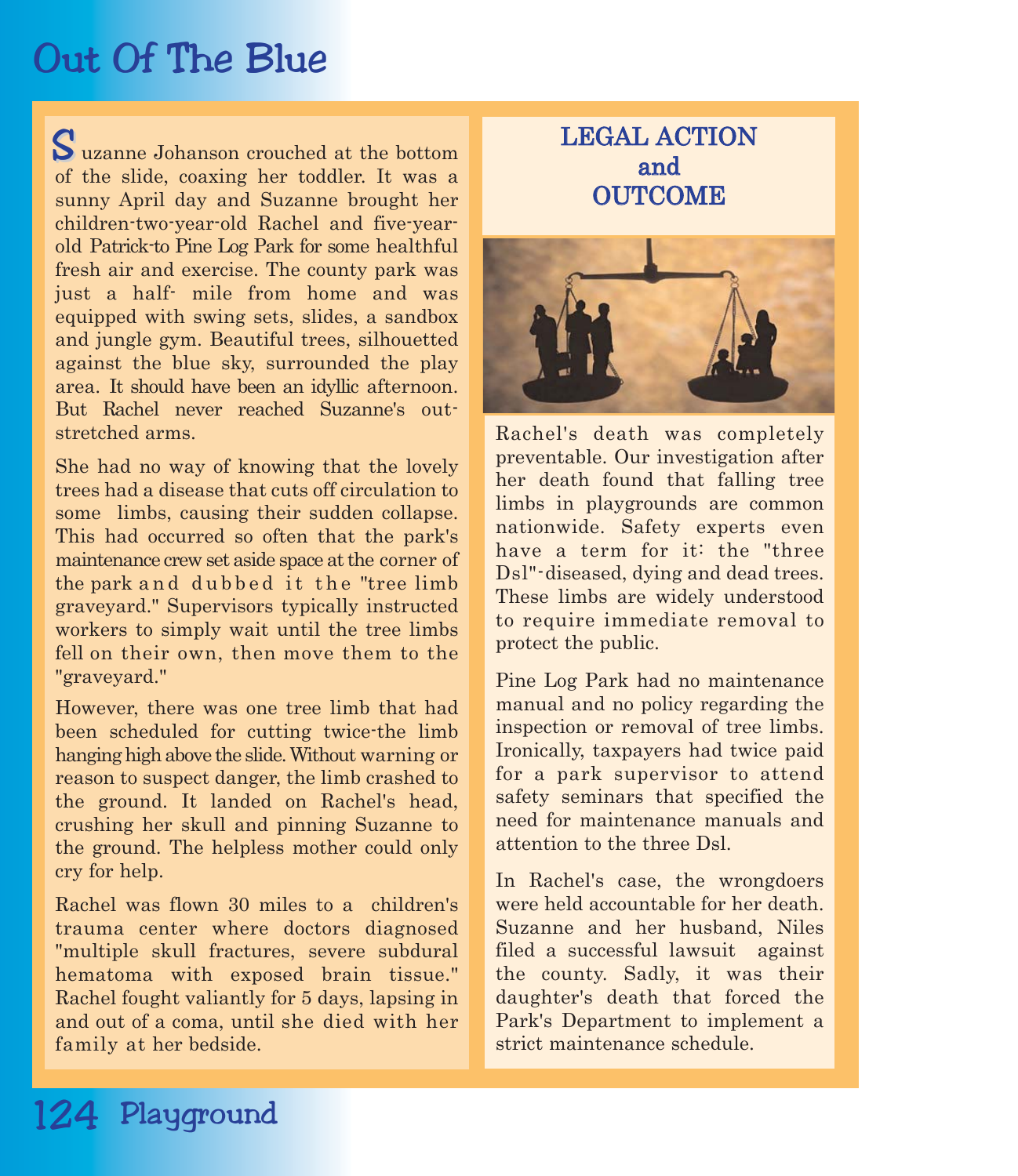# Out Of The Blue

Suzanne Johanson crouched at the bottom of the slide, coaxing her toddler. It was a sunny April day and Suzanne brought her children-two-year-old Rachel and five-year-old Patrick-to Pine Log Park for some healthful fresh air and exercise. The county park was just a half- mile from home and was equipped with swing sets, slides, a sandbox and jungle gym. Beautiful trees, silhouetted against the blue sky, surrounded the play area. It should have been an idyllic afternoon. But Rachel never reached Suzanne's outstretched arms.

She had no way of knowing that the lovely trees had a disease that cuts off circulation to some limbs, causing their sudden collapse. This had occurred so often that the park's maintenance crew set aside space at the corner of the park and dubbed it the "tree limb graveyard." Supervisors typically instructed workers to simply wait until the tree limbs fell on their own, then move them to the "graveyard."

However, there was one tree limb that had been scheduled for cutting twice-the limb hanging high above the slide. Without warning or reason to suspect danger, the limb crashed to the ground. It landed on Rachel's head, crushing her skull and pinning Suzanne to the ground. The helpless mother could only cry for help.

Rachel was flown 30 miles to a children's trauma center where doctors diagnosed "multiple skull fractures, severe subdural hematoma with exposed brain tissue." Rachel fought valiantly for 5 days, lapsing in and out of a coma, until she died with her family at her bedside.

## LEGAL ACTION and OUTCOME

Rachel's death was completely preventable. Our investigation after her death found that falling tree limbs in playgrounds are common nationwide. Safety experts even have a term for it: the "three Dsl"-diseased, dying and dead trees. These limbs are widely understood to require immediate removal to protect the public.

Pine Log Park had no maintenance manual and no policy regarding the inspection or removal of tree limbs. Ironically, taxpayers had twice paid for a park supervisor to attend safety seminars that specified the need for maintenance manuals and attention to the three Dsl.

In Rachel's case, the wrongdoers were held accountable for her death. Suzanne and her husband, Niles filed a successful lawsuit against the county. Sadly, it was their daughter's death that forced the Park's Department to implement a strict maintenance schedule.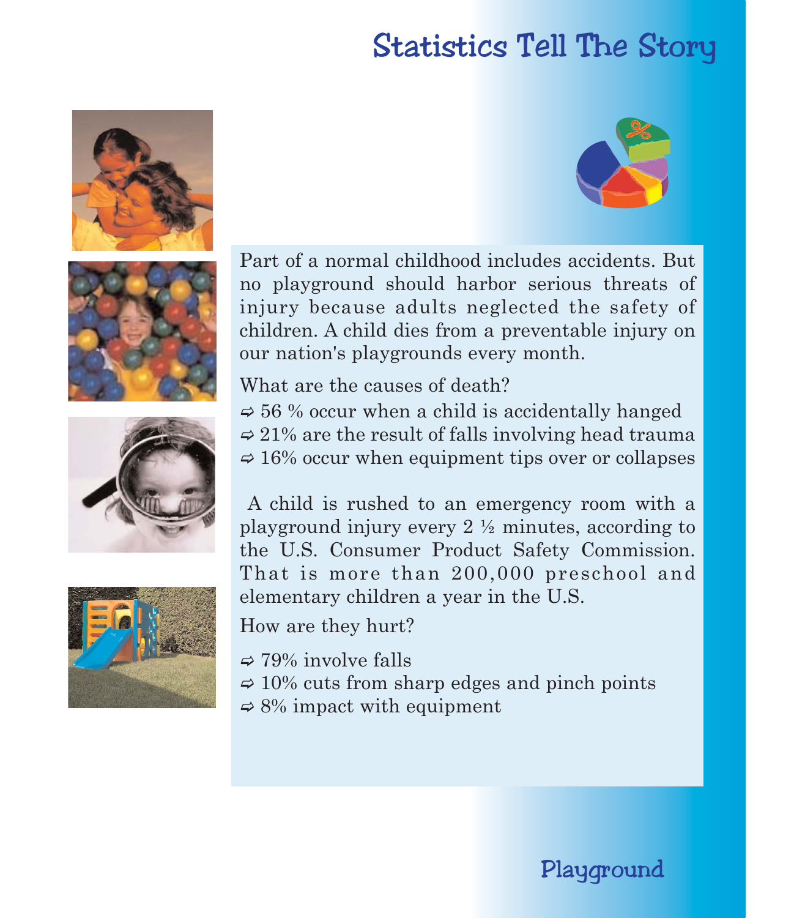# Statistics Tell The Story

Part of a normal childhood includes accidents. But no playground should harbor serious threats of injury because adults neglected the safety of children. A child dies from a preventable injury on our nation's playgrounds every month.

What are the causes of death?

- 56 % occur when a child is accidentally hanged
- 21% are the result of falls involving head trauma
- 16% occur when equipment tips over or collapses

A child is rushed to an emergency room with a playground injury every 2 ½ minutes, according to the U.S. Consumer Product Safety Commission. That is more than 200,000 preschool and elementary children a year in the U.S.

How are they hurt?

- 79% involve falls
- 10% cuts from sharp edges and pinch points
- 8% impact with equipment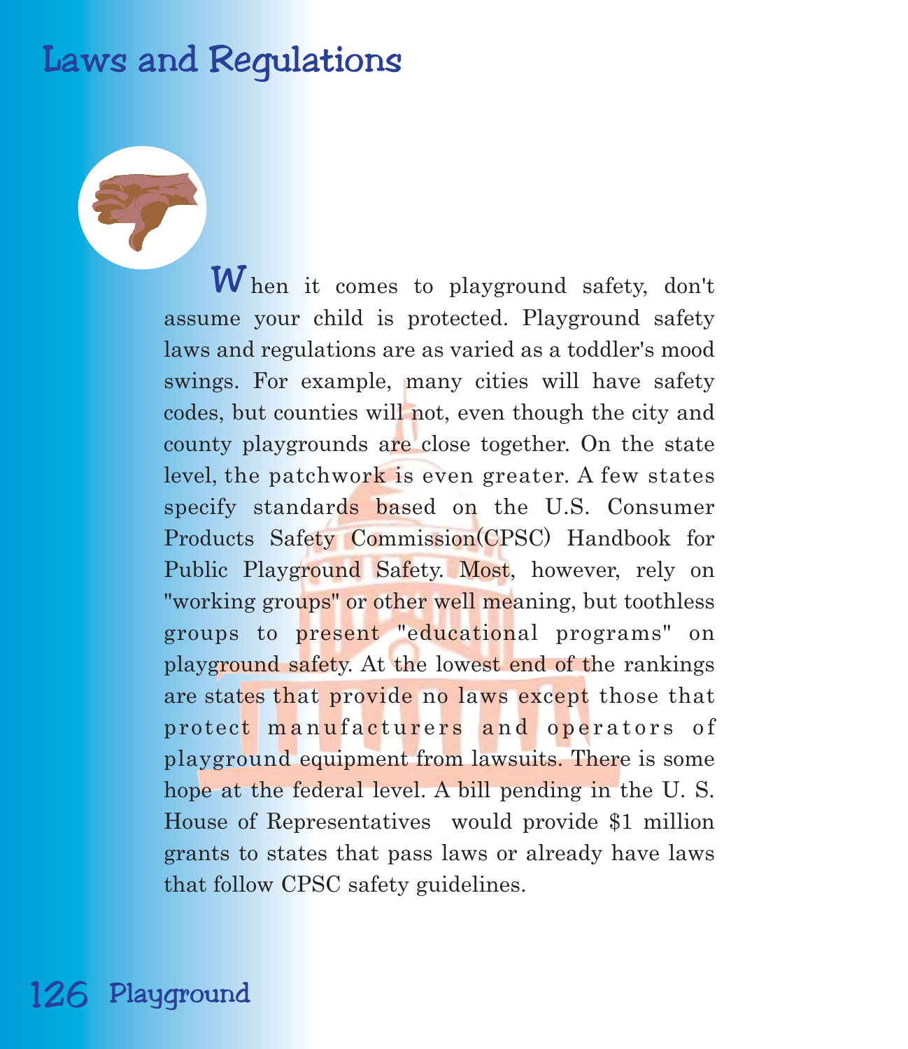# Laws and Regulations

When it comes to playground safety, don't assume your child is protected. Playground safety laws and regulations are as varied as a toddler's mood swings. For example, many cities will have safety codes, but counties will not, even though the city and county playgrounds are close together. On the state level, the patchwork is even greater. A few states specify standards based on the U.S. Consumer Products Safety Commission(CPSC) Handbook for Public Playground Safety. Most, however, rely on "working groups" or other well meaning, but toothless groups to present "educational programs" on playground safety. At the lowest end of the rankings are states that provide no laws except those that protect manufacturers and operators of playground equipment from lawsuits. There is some hope at the federal level. A bill pending in the U. S. House of Representatives would provide $1 million grants to states that pass laws or already have laws that follow CPSC safety guidelines.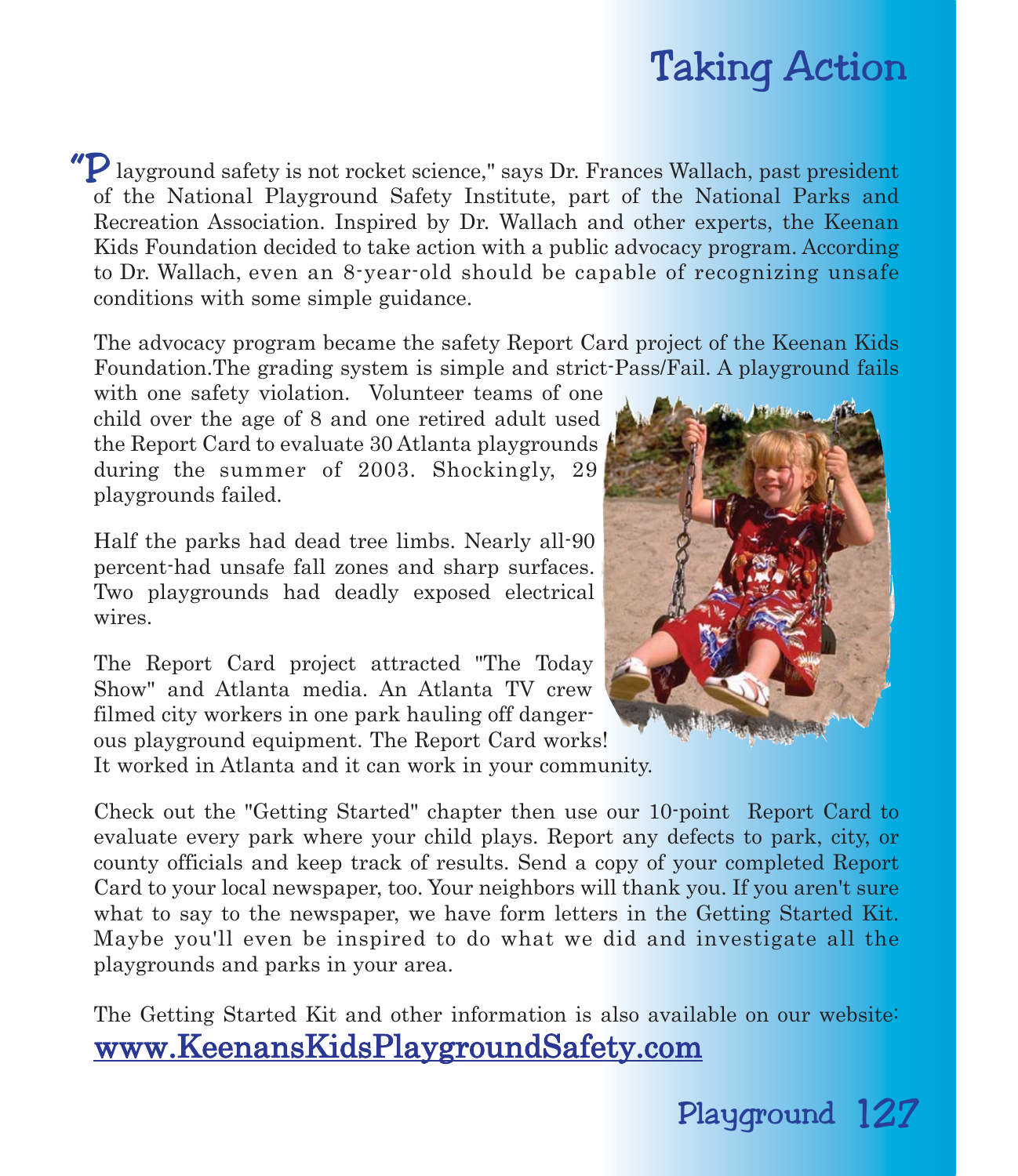# Taking Action

"Playground safety is not rocket science," says Dr. Frances Wallach, past president of the National Playground Safety Institute, part of the National Parks and Recreation Association. Inspired by Dr. Wallach and other experts, the Keenan Kids Foundation decided to take action with a public advocacy program. According to Dr. Wallach, even an 8-year-old should be capable of recognizing unsafe conditions with some simple guidance.

The advocacy program became the safety Report Card project of the Keenan Kids Foundation.The grading system is simple and strict-Pass/Fail. A playground fails with one safety violation. Volunteer teams of one child over the age of 8 and one retired adult used the Report Card to evaluate 30 Atlanta playgrounds during the summer of 2003. Shockingly, 29 playgrounds failed.

Half the parks had dead tree limbs. Nearly all-90 percent-had unsafe fall zones and sharp surfaces. Two playgrounds had deadly exposed electrical wires.

The Report Card project attracted "The Today Show" and Atlanta media. An Atlanta TV crew filmed city workers in one park hauling off dangerous playground equipment. The Report Card works! It worked in Atlanta and it can work in your community.

Check out the "Getting Started" chapter then use our 10-point Report Card to evaluate every park where your child plays. Report any defects to park, city, or county officials and keep track of results. Send a copy of your completed Report Card to your local newspaper, too. Your neighbors will thank you. If you aren't sure what to say to the newspaper, we have form letters in the Getting Started Kit. Maybe you'll even be inspired to do what we did and investigate all the playgrounds and parks in your area.

The Getting Started Kit and other information is also available on our website: [www.KeenansKidsPlaygroundSafety.com](www.KeenansKidsPlaygroundSafety.com)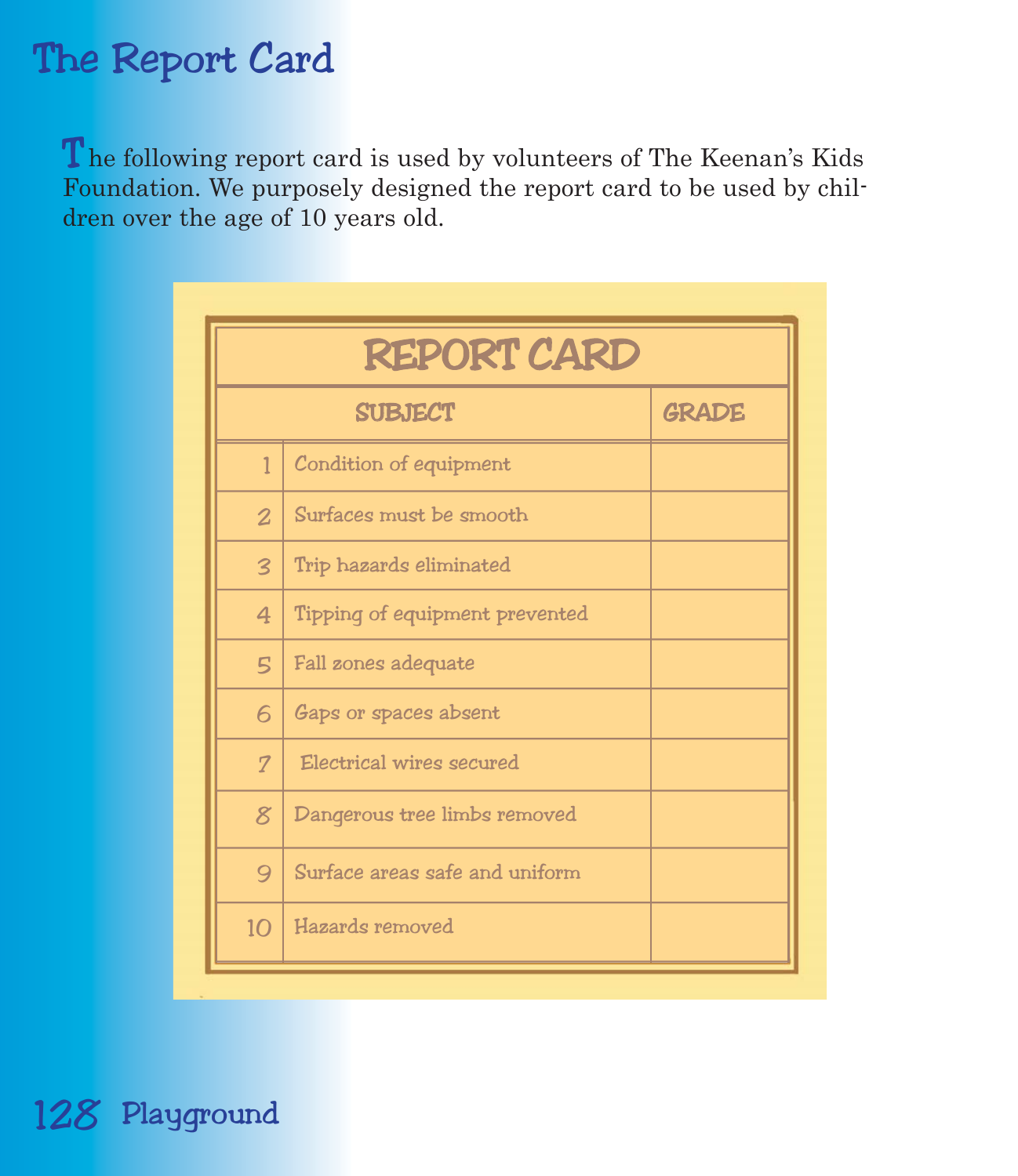# The Report Card

The following report card is used by volunteers of The Keenan's Kids Foundation. We purposely designed the report card to be used by children over the age of 10 years old.

## REPORT CARD

| | SUBJECT | GRADE |
|---|---|---|
| 1 | Condition of equipment | |
| 2 | Surfaces must be smooth | |
| 3 | Trip hazards eliminated | |
| 4 | Tipping of equipment prevented | |
| 5 | Fall zones adequate | |
| 6 | Gaps or spaces absent | |
| 7 | Electrical wires secured | |
| 8 | Dangerous tree limbs removed | |
| 9 | Surface areas safe and uniform | |
| 10 | Hazards removed | |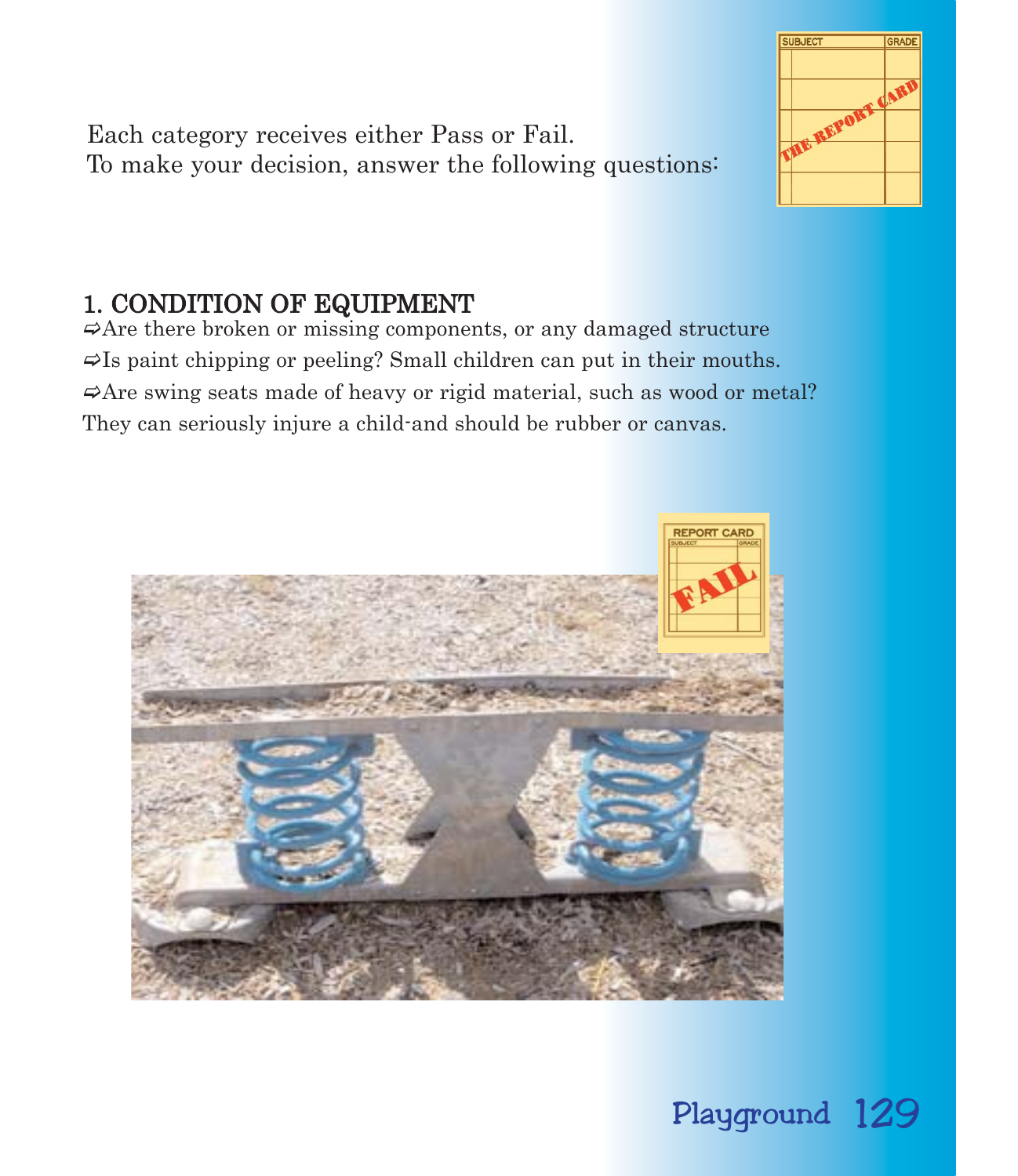Each category receives either Pass or Fail.
To make your decision, answer the following questions:

## 1. CONDITION OF EQUIPMENT

⇨Are there broken or missing components, or any damaged structure

⇨Is paint chipping or peeling? Small children can put in their mouths.

⇨Are swing seats made of heavy or rigid material, such as wood or metal? They can seriously injure a child-and should be rubber or canvas.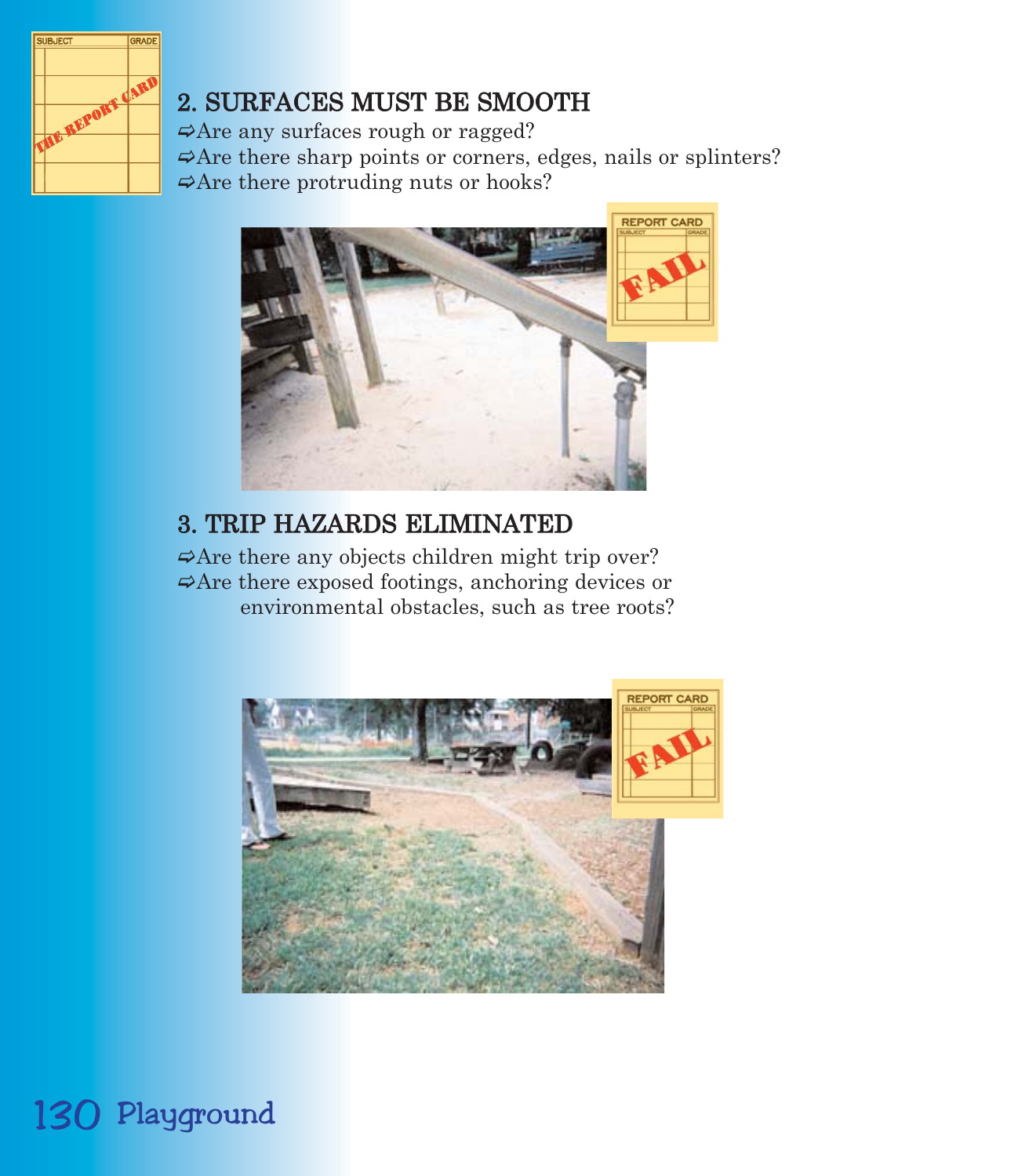## 2. SURFACES MUST BE SMOOTH

⇨Are any surfaces rough or ragged?

⇨Are there sharp points or corners, edges, nails or splinters?

⇨Are there protruding nuts or hooks?

## 3. TRIP HAZARDS ELIMINATED

⇨Are there any objects children might trip over?

⇨Are there exposed footings, anchoring devices or environmental obstacles, such as tree roots?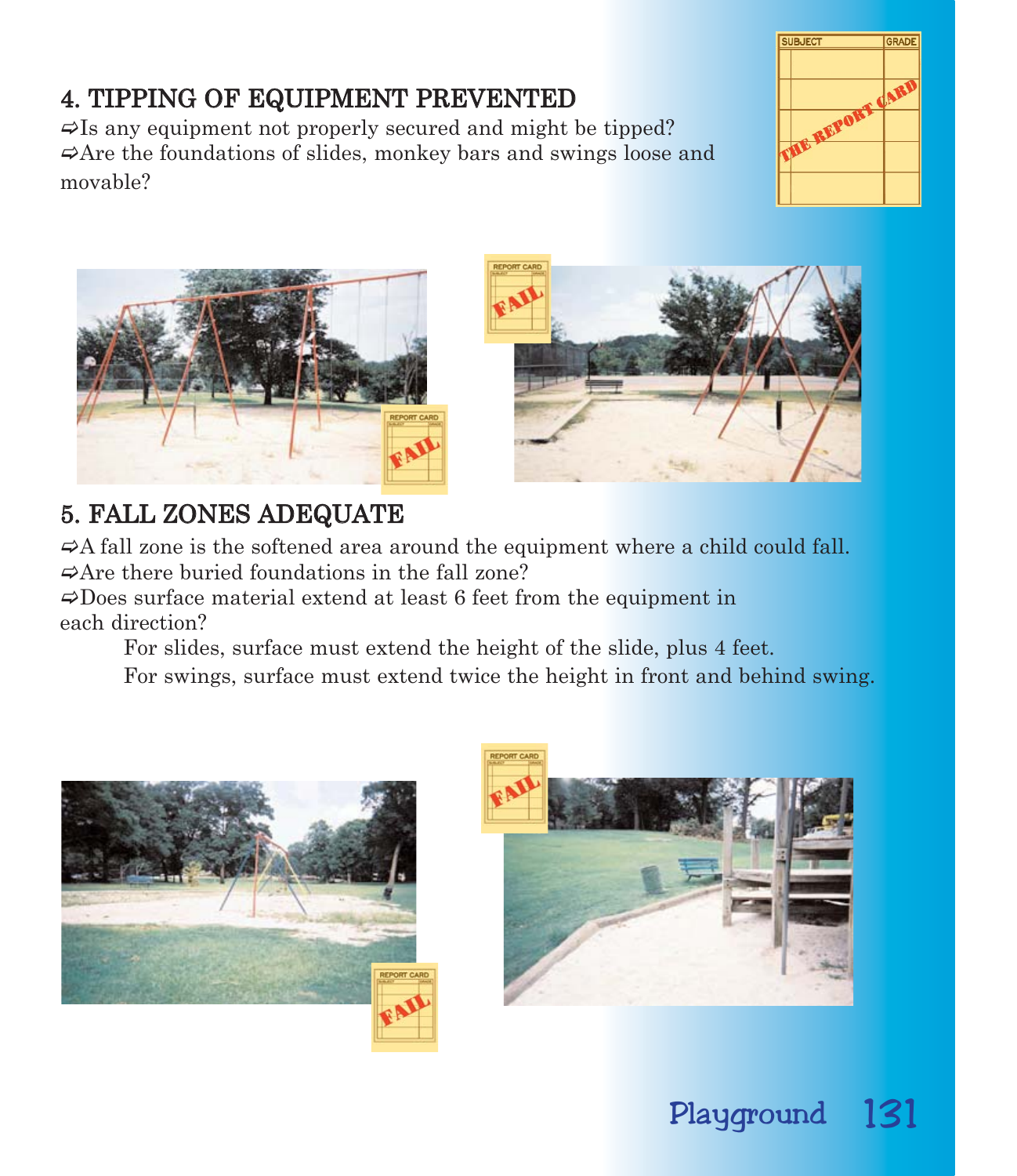## 4. TIPPING OF EQUIPMENT PREVENTED

⇨Is any equipment not properly secured and might be tipped?
⇨Are the foundations of slides, monkey bars and swings loose and movable?

## 5. FALL ZONES ADEQUATE

⇨A fall zone is the softened area around the equipment where a child could fall.
⇨Are there buried foundations in the fall zone?
⇨Does surface material extend at least 6 feet from the equipment in each direction?

For slides, surface must extend the height of the slide, plus 4 feet.
For swings, surface must extend twice the height in front and behind swing.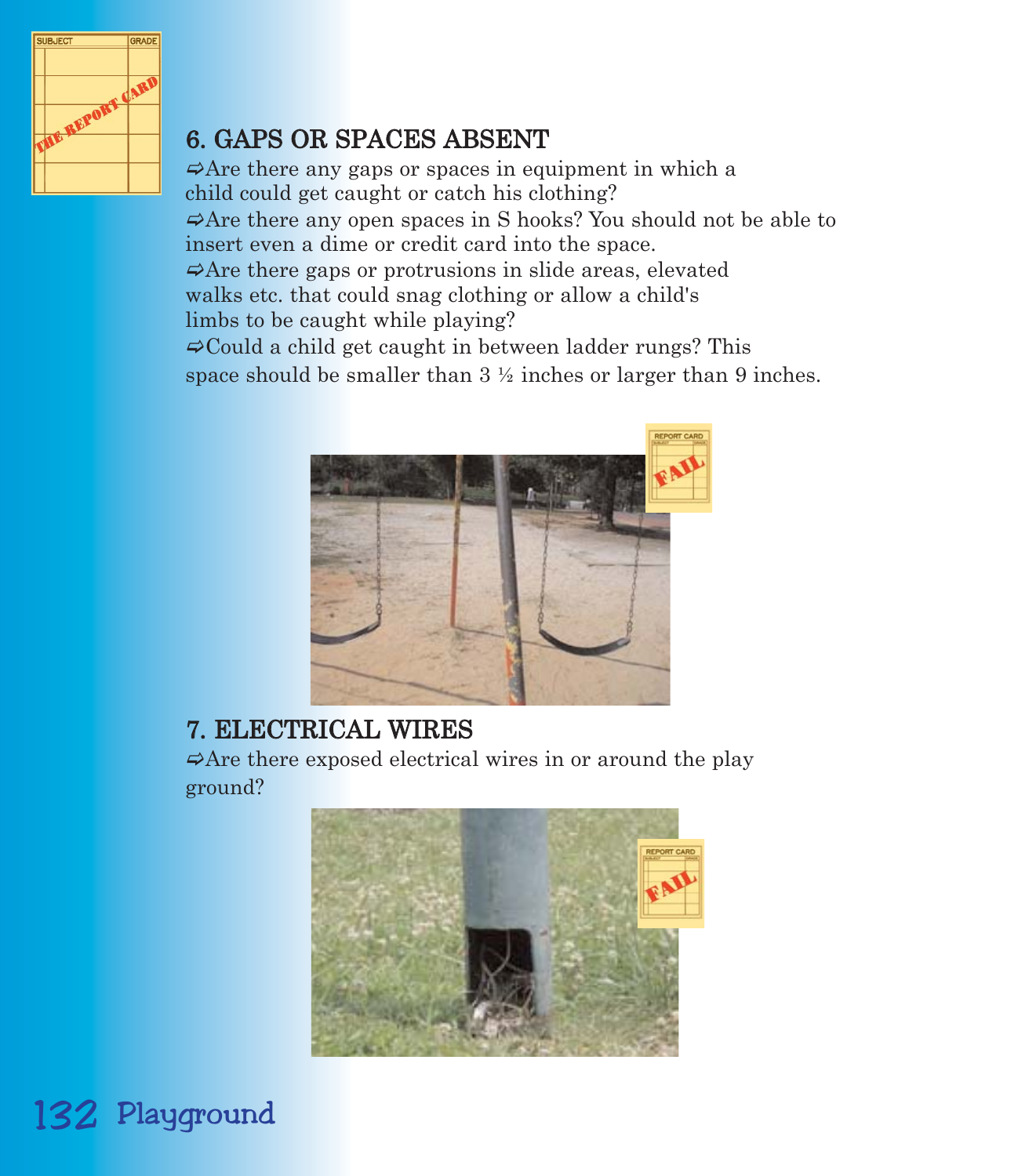## 6. GAPS OR SPACES ABSENT

⇨Are there any gaps or spaces in equipment in which a child could get caught or catch his clothing?

⇨Are there any open spaces in S hooks? You should not be able to insert even a dime or credit card into the space.

⇨Are there gaps or protrusions in slide areas, elevated walks etc. that could snag clothing or allow a child's limbs to be caught while playing?

⇨Could a child get caught in between ladder rungs? This space should be smaller than 3 ½ inches or larger than 9 inches.

## 7. ELECTRICAL WIRES

⇨Are there exposed electrical wires in or around the play ground?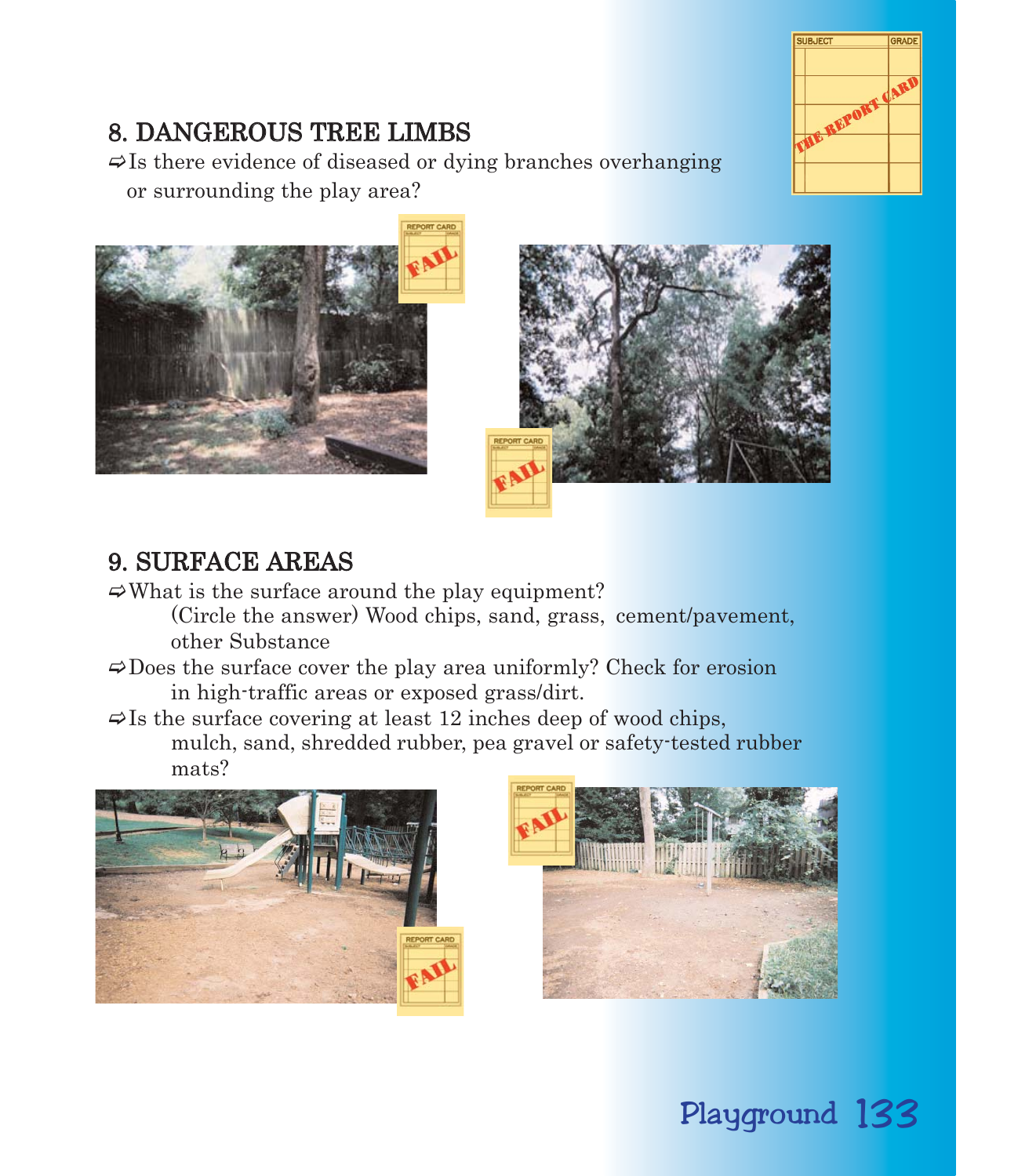## 8. DANGEROUS TREE LIMBS

- Is there evidence of diseased or dying branches overhanging or surrounding the play area?

## 9. SURFACE AREAS

- What is the surface around the play equipment?
  (Circle the answer) Wood chips, sand, grass, cement/pavement, other Substance
- Does the surface cover the play area uniformly? Check for erosion in high-traffic areas or exposed grass/dirt.
- Is the surface covering at least 12 inches deep of wood chips, mulch, sand, shredded rubber, pea gravel or safety-tested rubber mats?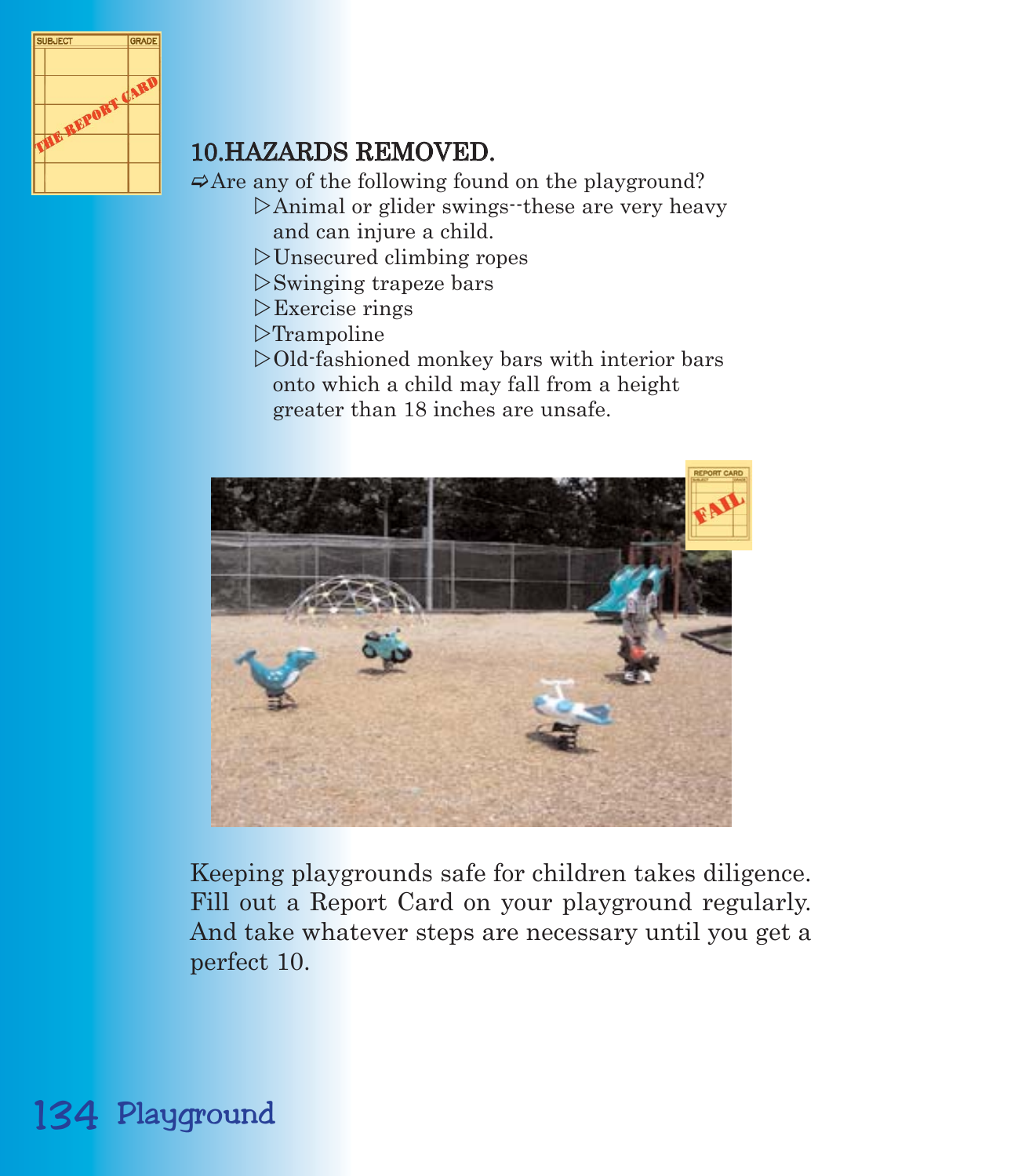## 10.HAZARDS REMOVED.

⇨Are any of the following found on the playground?

- ▷Animal or glider swings--these are very heavy and can injure a child.
- ▷Unsecured climbing ropes
- ▷Swinging trapeze bars
- ▷Exercise rings
- ▷Trampoline
- ▷Old-fashioned monkey bars with interior bars onto which a child may fall from a height greater than 18 inches are unsafe.

Keeping playgrounds safe for children takes diligence. Fill out a Report Card on your playground regularly. And take whatever steps are necessary until you get a perfect 10.